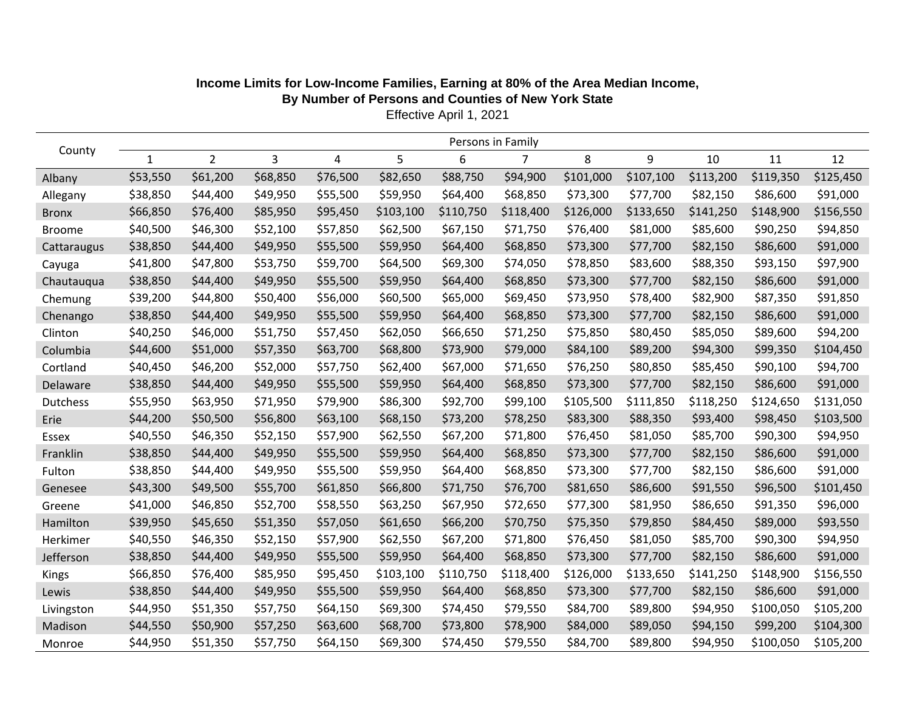**Income Limits for Low-Income Families, Earning at 80% of the Area Median Income,**
**By Number of Persons and Counties of New York State**
Effective April 1, 2021

| County | Persons in Family | | | | | | | | | | | |
|---|---|---|---|---|---|---|---|---|---|---|---|---|
| | 1 | 2 | 3 | 4 | 5 | 6 | 7 | 8 | 9 | 10 | 11 | 12 |
| Albany | $53,550 | $61,200 | $68,850 | $76,500 | $82,650 | $88,750 | $94,900 | $101,000 | $107,100 | $113,200 | $119,350 | $125,450 |
| Allegany | $38,850 | $44,400 | $49,950 | $55,500 | $59,950 | $64,400 | $68,850 | $73,300 | $77,700 | $82,150 | $86,600 | $91,000 |
| Bronx | $66,850 | $76,400 | $85,950 | $95,450 | $103,100 | $110,750 | $118,400 | $126,000 | $133,650 | $141,250 | $148,900 | $156,550 |
| Broome | $40,500 | $46,300 | $52,100 | $57,850 | $62,500 | $67,150 | $71,750 | $76,400 | $81,000 | $85,600 | $90,250 | $94,850 |
| Cattaraugus | $38,850 | $44,400 | $49,950 | $55,500 | $59,950 | $64,400 | $68,850 | $73,300 | $77,700 | $82,150 | $86,600 | $91,000 |
| Cayuga | $41,800 | $47,800 | $53,750 | $59,700 | $64,500 | $69,300 | $74,050 | $78,850 | $83,600 | $88,350 | $93,150 | $97,900 |
| Chautauqua | $38,850 | $44,400 | $49,950 | $55,500 | $59,950 | $64,400 | $68,850 | $73,300 | $77,700 | $82,150 | $86,600 | $91,000 |
| Chemung | $39,200 | $44,800 | $50,400 | $56,000 | $60,500 | $65,000 | $69,450 | $73,950 | $78,400 | $82,900 | $87,350 | $91,850 |
| Chenango | $38,850 | $44,400 | $49,950 | $55,500 | $59,950 | $64,400 | $68,850 | $73,300 | $77,700 | $82,150 | $86,600 | $91,000 |
| Clinton | $40,250 | $46,000 | $51,750 | $57,450 | $62,050 | $66,650 | $71,250 | $75,850 | $80,450 | $85,050 | $89,600 | $94,200 |
| Columbia | $44,600 | $51,000 | $57,350 | $63,700 | $68,800 | $73,900 | $79,000 | $84,100 | $89,200 | $94,300 | $99,350 | $104,450 |
| Cortland | $40,450 | $46,200 | $52,000 | $57,750 | $62,400 | $67,000 | $71,650 | $76,250 | $80,850 | $85,450 | $90,100 | $94,700 |
| Delaware | $38,850 | $44,400 | $49,950 | $55,500 | $59,950 | $64,400 | $68,850 | $73,300 | $77,700 | $82,150 | $86,600 | $91,000 |
| Dutchess | $55,950 | $63,950 | $71,950 | $79,900 | $86,300 | $92,700 | $99,100 | $105,500 | $111,850 | $118,250 | $124,650 | $131,050 |
| Erie | $44,200 | $50,500 | $56,800 | $63,100 | $68,150 | $73,200 | $78,250 | $83,300 | $88,350 | $93,400 | $98,450 | $103,500 |
| Essex | $40,550 | $46,350 | $52,150 | $57,900 | $62,550 | $67,200 | $71,800 | $76,450 | $81,050 | $85,700 | $90,300 | $94,950 |
| Franklin | $38,850 | $44,400 | $49,950 | $55,500 | $59,950 | $64,400 | $68,850 | $73,300 | $77,700 | $82,150 | $86,600 | $91,000 |
| Fulton | $38,850 | $44,400 | $49,950 | $55,500 | $59,950 | $64,400 | $68,850 | $73,300 | $77,700 | $82,150 | $86,600 | $91,000 |
| Genesee | $43,300 | $49,500 | $55,700 | $61,850 | $66,800 | $71,750 | $76,700 | $81,650 | $86,600 | $91,550 | $96,500 | $101,450 |
| Greene | $41,000 | $46,850 | $52,700 | $58,550 | $63,250 | $67,950 | $72,650 | $77,300 | $81,950 | $86,650 | $91,350 | $96,000 |
| Hamilton | $39,950 | $45,650 | $51,350 | $57,050 | $61,650 | $66,200 | $70,750 | $75,350 | $79,850 | $84,450 | $89,000 | $93,550 |
| Herkimer | $40,550 | $46,350 | $52,150 | $57,900 | $62,550 | $67,200 | $71,800 | $76,450 | $81,050 | $85,700 | $90,300 | $94,950 |
| Jefferson | $38,850 | $44,400 | $49,950 | $55,500 | $59,950 | $64,400 | $68,850 | $73,300 | $77,700 | $82,150 | $86,600 | $91,000 |
| Kings | $66,850 | $76,400 | $85,950 | $95,450 | $103,100 | $110,750 | $118,400 | $126,000 | $133,650 | $141,250 | $148,900 | $156,550 |
| Lewis | $38,850 | $44,400 | $49,950 | $55,500 | $59,950 | $64,400 | $68,850 | $73,300 | $77,700 | $82,150 | $86,600 | $91,000 |
| Livingston | $44,950 | $51,350 | $57,750 | $64,150 | $69,300 | $74,450 | $79,550 | $84,700 | $89,800 | $94,950 | $100,050 | $105,200 |
| Madison | $44,550 | $50,900 | $57,250 | $63,600 | $68,700 | $73,800 | $78,900 | $84,000 | $89,050 | $94,150 | $99,200 | $104,300 |
| Monroe | $44,950 | $51,350 | $57,750 | $64,150 | $69,300 | $74,450 | $79,550 | $84,700 | $89,800 | $94,950 | $100,050 | $105,200 |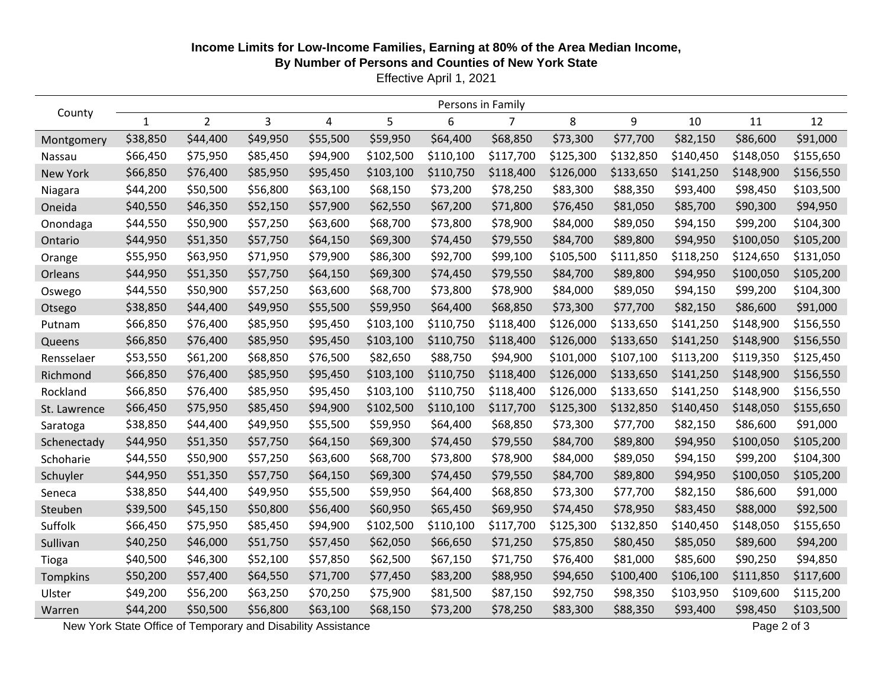**Income Limits for Low-Income Families, Earning at 80% of the Area Median Income,**
**By Number of Persons and Counties of New York State**
Effective April 1, 2021

| County | Persons in Family | | | | | | | | | | | |
|---|---|---|---|---|---|---|---|---|---|---|---|---|
| | 1 | 2 | 3 | 4 | 5 | 6 | 7 | 8 | 9 | 10 | 11 | 12 |
| Montgomery | $38,850 | $44,400 | $49,950 | $55,500 | $59,950 | $64,400 | $68,850 | $73,300 | $77,700 | $82,150 | $86,600 | $91,000 |
| Nassau | $66,450 | $75,950 | $85,450 | $94,900 | $102,500 | $110,100 | $117,700 | $125,300 | $132,850 | $140,450 | $148,050 | $155,650 |
| New York | $66,850 | $76,400 | $85,950 | $95,450 | $103,100 | $110,750 | $118,400 | $126,000 | $133,650 | $141,250 | $148,900 | $156,550 |
| Niagara | $44,200 | $50,500 | $56,800 | $63,100 | $68,150 | $73,200 | $78,250 | $83,300 | $88,350 | $93,400 | $98,450 | $103,500 |
| Oneida | $40,550 | $46,350 | $52,150 | $57,900 | $62,550 | $67,200 | $71,800 | $76,450 | $81,050 | $85,700 | $90,300 | $94,950 |
| Onondaga | $44,550 | $50,900 | $57,250 | $63,600 | $68,700 | $73,800 | $78,900 | $84,000 | $89,050 | $94,150 | $99,200 | $104,300 |
| Ontario | $44,950 | $51,350 | $57,750 | $64,150 | $69,300 | $74,450 | $79,550 | $84,700 | $89,800 | $94,950 | $100,050 | $105,200 |
| Orange | $55,950 | $63,950 | $71,950 | $79,900 | $86,300 | $92,700 | $99,100 | $105,500 | $111,850 | $118,250 | $124,650 | $131,050 |
| Orleans | $44,950 | $51,350 | $57,750 | $64,150 | $69,300 | $74,450 | $79,550 | $84,700 | $89,800 | $94,950 | $100,050 | $105,200 |
| Oswego | $44,550 | $50,900 | $57,250 | $63,600 | $68,700 | $73,800 | $78,900 | $84,000 | $89,050 | $94,150 | $99,200 | $104,300 |
| Otsego | $38,850 | $44,400 | $49,950 | $55,500 | $59,950 | $64,400 | $68,850 | $73,300 | $77,700 | $82,150 | $86,600 | $91,000 |
| Putnam | $66,850 | $76,400 | $85,950 | $95,450 | $103,100 | $110,750 | $118,400 | $126,000 | $133,650 | $141,250 | $148,900 | $156,550 |
| Queens | $66,850 | $76,400 | $85,950 | $95,450 | $103,100 | $110,750 | $118,400 | $126,000 | $133,650 | $141,250 | $148,900 | $156,550 |
| Rensselaer | $53,550 | $61,200 | $68,850 | $76,500 | $82,650 | $88,750 | $94,900 | $101,000 | $107,100 | $113,200 | $119,350 | $125,450 |
| Richmond | $66,850 | $76,400 | $85,950 | $95,450 | $103,100 | $110,750 | $118,400 | $126,000 | $133,650 | $141,250 | $148,900 | $156,550 |
| Rockland | $66,850 | $76,400 | $85,950 | $95,450 | $103,100 | $110,750 | $118,400 | $126,000 | $133,650 | $141,250 | $148,900 | $156,550 |
| St. Lawrence | $66,450 | $75,950 | $85,450 | $94,900 | $102,500 | $110,100 | $117,700 | $125,300 | $132,850 | $140,450 | $148,050 | $155,650 |
| Saratoga | $38,850 | $44,400 | $49,950 | $55,500 | $59,950 | $64,400 | $68,850 | $73,300 | $77,700 | $82,150 | $86,600 | $91,000 |
| Schenectady | $44,950 | $51,350 | $57,750 | $64,150 | $69,300 | $74,450 | $79,550 | $84,700 | $89,800 | $94,950 | $100,050 | $105,200 |
| Schoharie | $44,550 | $50,900 | $57,250 | $63,600 | $68,700 | $73,800 | $78,900 | $84,000 | $89,050 | $94,150 | $99,200 | $104,300 |
| Schuyler | $44,950 | $51,350 | $57,750 | $64,150 | $69,300 | $74,450 | $79,550 | $84,700 | $89,800 | $94,950 | $100,050 | $105,200 |
| Seneca | $38,850 | $44,400 | $49,950 | $55,500 | $59,950 | $64,400 | $68,850 | $73,300 | $77,700 | $82,150 | $86,600 | $91,000 |
| Steuben | $39,500 | $45,150 | $50,800 | $56,400 | $60,950 | $65,450 | $69,950 | $74,450 | $78,950 | $83,450 | $88,000 | $92,500 |
| Suffolk | $66,450 | $75,950 | $85,450 | $94,900 | $102,500 | $110,100 | $117,700 | $125,300 | $132,850 | $140,450 | $148,050 | $155,650 |
| Sullivan | $40,250 | $46,000 | $51,750 | $57,450 | $62,050 | $66,650 | $71,250 | $75,850 | $80,450 | $85,050 | $89,600 | $94,200 |
| Tioga | $40,500 | $46,300 | $52,100 | $57,850 | $62,500 | $67,150 | $71,750 | $76,400 | $81,000 | $85,600 | $90,250 | $94,850 |
| Tompkins | $50,200 | $57,400 | $64,550 | $71,700 | $77,450 | $83,200 | $88,950 | $94,650 | $100,400 | $106,100 | $111,850 | $117,600 |
| Ulster | $49,200 | $56,200 | $63,250 | $70,250 | $75,900 | $81,500 | $87,150 | $92,750 | $98,350 | $103,950 | $109,600 | $115,200 |
| Warren | $44,200 | $50,500 | $56,800 | $63,100 | $68,150 | $73,200 | $78,250 | $83,300 | $88,350 | $93,400 | $98,450 | $103,500 |

New York State Office of Temporary and Disability Assistance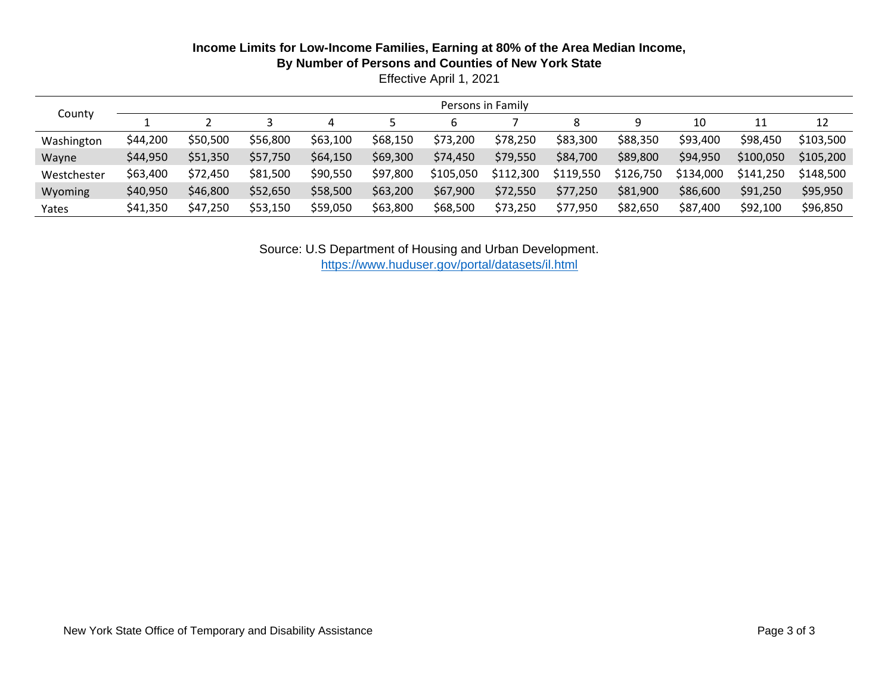**Income Limits for Low-Income Families, Earning at 80% of the Area Median Income,**
**By Number of Persons and Counties of New York State**

Effective April 1, 2021

| County | Persons in Family | | | | | | | | | | | |
|---|---|---|---|---|---|---|---|---|---|---|---|---|
| | 1 | 2 | 3 | 4 | 5 | 6 | 7 | 8 | 9 | 10 | 11 | 12 |
| Washington | $44,200 | $50,500 | $56,800 | $63,100 | $68,150 | $73,200 | $78,250 | $83,300 | $88,350 | $93,400 | $98,450 | $103,500 |
| Wayne | $44,950 | $51,350 | $57,750 | $64,150 | $69,300 | $74,450 | $79,550 | $84,700 | $89,800 | $94,950 | $100,050 | $105,200 |
| Westchester | $63,400 | $72,450 | $81,500 | $90,550 | $97,800 | $105,050 | $112,300 | $119,550 | $126,750 | $134,000 | $141,250 | $148,500 |
| Wyoming | $40,950 | $46,800 | $52,650 | $58,500 | $63,200 | $67,900 | $72,550 | $77,250 | $81,900 | $86,600 | $91,250 | $95,950 |
| Yates | $41,350 | $47,250 | $53,150 | $59,050 | $63,800 | $68,500 | $73,250 | $77,950 | $82,650 | $87,400 | $92,100 | $96,850 |

Source: U.S Department of Housing and Urban Development.
https://www.huduser.gov/portal/datasets/il.html

New York State Office of Temporary and Disability Assistance